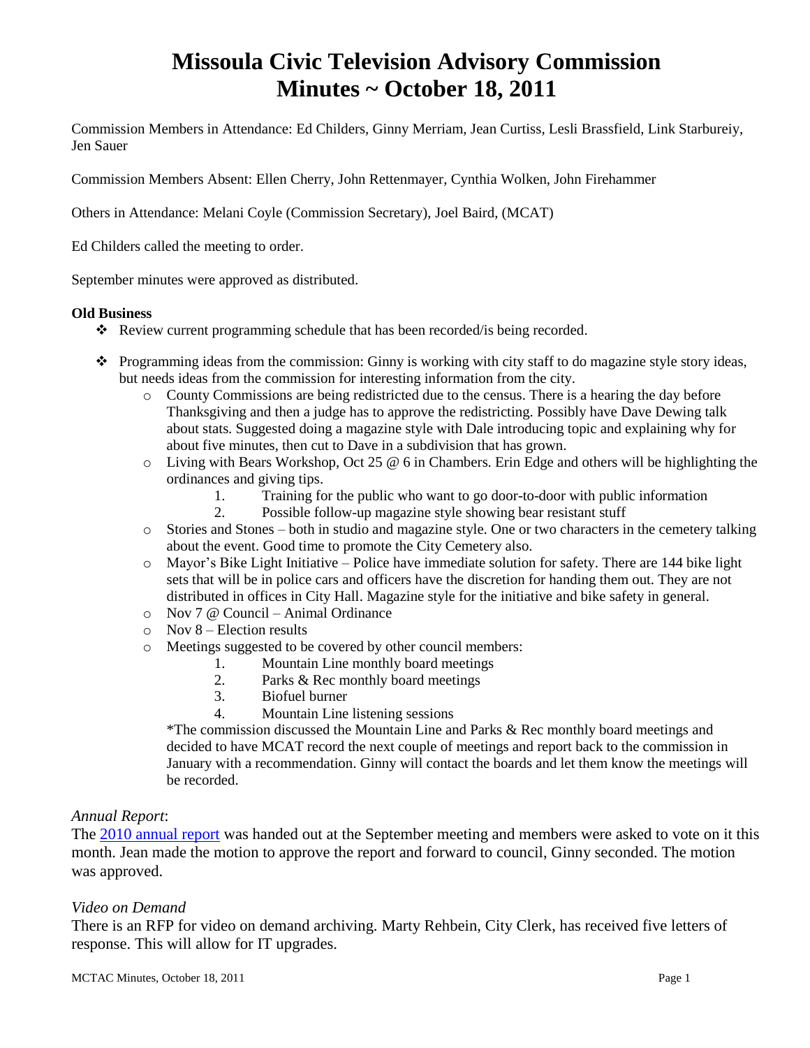# Missoula Civic Television Advisory Commission
# Minutes ~ October 18, 2011

Commission Members in Attendance: Ed Childers, Ginny Merriam, Jean Curtiss, Lesli Brassfield, Link Starbureiy, Jen Sauer

Commission Members Absent: Ellen Cherry, John Rettenmayer, Cynthia Wolken, John Firehammer

Others in Attendance: Melani Coyle (Commission Secretary), Joel Baird, (MCAT)

Ed Childers called the meeting to order.

September minutes were approved as distributed.

**Old Business**

- Review current programming schedule that has been recorded/is being recorded.
- Programming ideas from the commission: Ginny is working with city staff to do magazine style story ideas, but needs ideas from the commission for interesting information from the city.
  - County Commissions are being redistricted due to the census. There is a hearing the day before Thanksgiving and then a judge has to approve the redistricting. Possibly have Dave Dewing talk about stats. Suggested doing a magazine style with Dale introducing topic and explaining why for about five minutes, then cut to Dave in a subdivision that has grown.
  - Living with Bears Workshop, Oct 25 @ 6 in Chambers. Erin Edge and others will be highlighting the ordinances and giving tips.
    1. Training for the public who want to go door-to-door with public information
    2. Possible follow-up magazine style showing bear resistant stuff
  - Stories and Stones – both in studio and magazine style. One or two characters in the cemetery talking about the event. Good time to promote the City Cemetery also.
  - Mayor's Bike Light Initiative – Police have immediate solution for safety. There are 144 bike light sets that will be in police cars and officers have the discretion for handing them out. They are not distributed in offices in City Hall. Magazine style for the initiative and bike safety in general.
  - Nov 7 @ Council – Animal Ordinance
  - Nov 8 – Election results
  - Meetings suggested to be covered by other council members:
    1. Mountain Line monthly board meetings
    2. Parks & Rec monthly board meetings
    3. Biofuel burner
    4. Mountain Line listening sessions

    *The commission discussed the Mountain Line and Parks & Rec monthly board meetings and decided to have MCAT record the next couple of meetings and report back to the commission in January with a recommendation. Ginny will contact the boards and let them know the meetings will be recorded.

*Annual Report*:

The 2010 annual report was handed out at the September meeting and members were asked to vote on it this month. Jean made the motion to approve the report and forward to council, Ginny seconded. The motion was approved.

*Video on Demand*

There is an RFP for video on demand archiving. Marty Rehbein, City Clerk, has received five letters of response. This will allow for IT upgrades.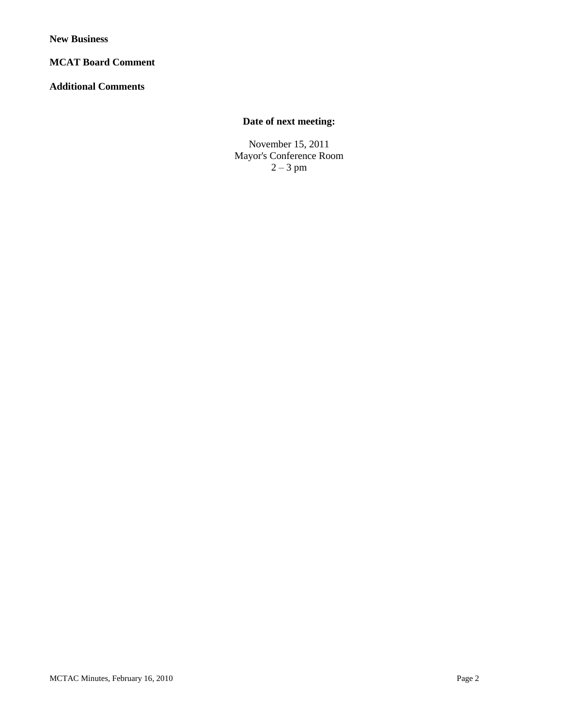**New Business**

**MCAT Board Comment**

**Additional Comments**

**Date of next meeting:**

November 15, 2011
Mayor's Conference Room
2 – 3 pm